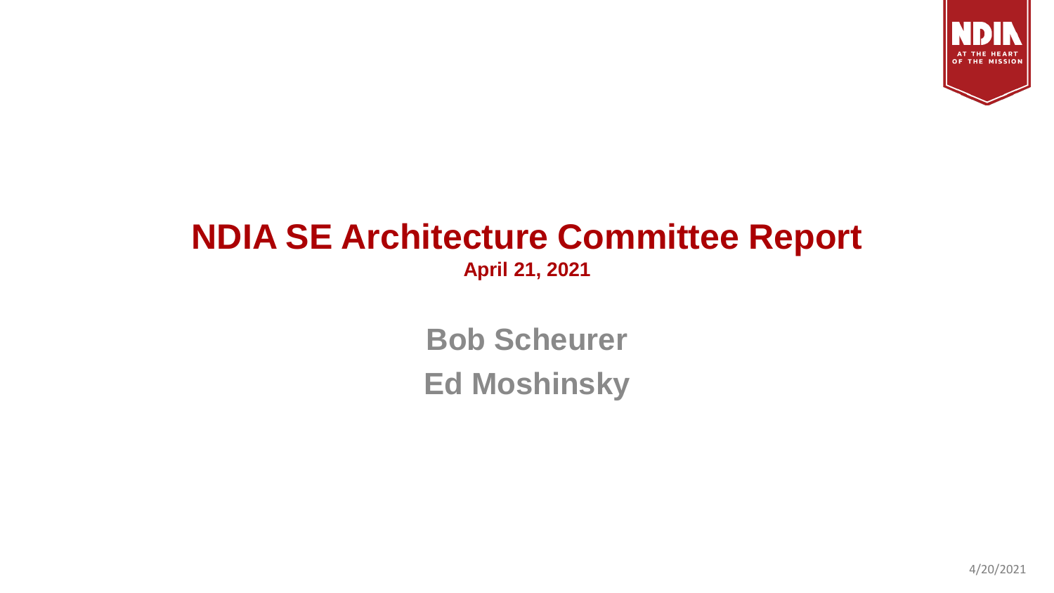# NDIA SE Architecture Committee Report

**April 21, 2021**

**Bob Scheurer**

**Ed Moshinsky**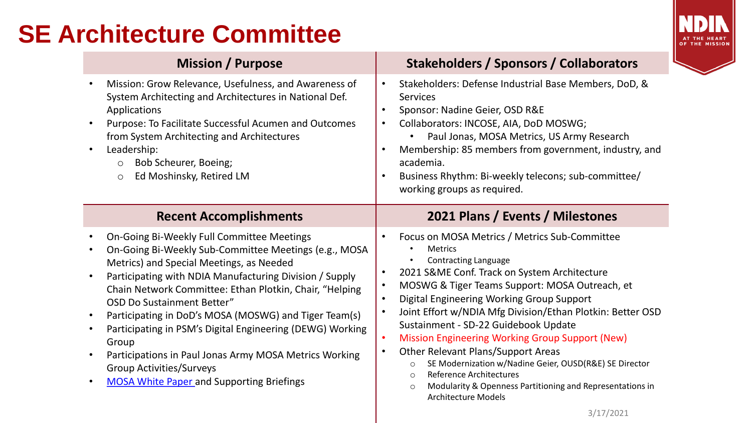# SE Architecture Committee

## Mission / Purpose

- Mission: Grow Relevance, Usefulness, and Awareness of System Architecting and Architectures in National Def. Applications
- Purpose: To Facilitate Successful Acumen and Outcomes from System Architecting and Architectures
- Leadership:
  - Bob Scheurer, Boeing;
  - Ed Moshinsky, Retired LM

## Stakeholders / Sponsors / Collaborators

- Stakeholders: Defense Industrial Base Members, DoD, & Services
- Sponsor: Nadine Geier, OSD R&E
- Collaborators: INCOSE, AIA, DoD MOSWG;
  - Paul Jonas, MOSA Metrics, US Army Research
- Membership: 85 members from government, industry, and academia.
- Business Rhythm: Bi-weekly telecons; sub-committee/ working groups as required.

## Recent Accomplishments

- On-Going Bi-Weekly Full Committee Meetings
- On-Going Bi-Weekly Sub-Committee Meetings (e.g., MOSA Metrics) and Special Meetings, as Needed
- Participating with NDIA Manufacturing Division / Supply Chain Network Committee: Ethan Plotkin, Chair, "Helping OSD Do Sustainment Better"
- Participating in DoD's MOSA (MOSWG) and Tiger Team(s)
- Participating in PSM's Digital Engineering (DEWG) Working Group
- Participations in Paul Jonas Army MOSA Metrics Working Group Activities/Surveys
- MOSA White Paper and Supporting Briefings

## 2021 Plans / Events / Milestones

- Focus on MOSA Metrics / Metrics Sub-Committee
  - Metrics
  - Contracting Language
- 2021 S&ME Conf. Track on System Architecture
- MOSWG & Tiger Teams Support: MOSA Outreach, et
- Digital Engineering Working Group Support
- Joint Effort w/NDIA Mfg Division/Ethan Plotkin: Better OSD Sustainment - SD-22 Guidebook Update
- Mission Engineering Working Group Support (New)
- Other Relevant Plans/Support Areas
  - SE Modernization w/Nadine Geier, OUSD(R&E) SE Director
  - Reference Architectures
  - Modularity & Openness Partitioning and Representations in Architecture Models

3/17/2021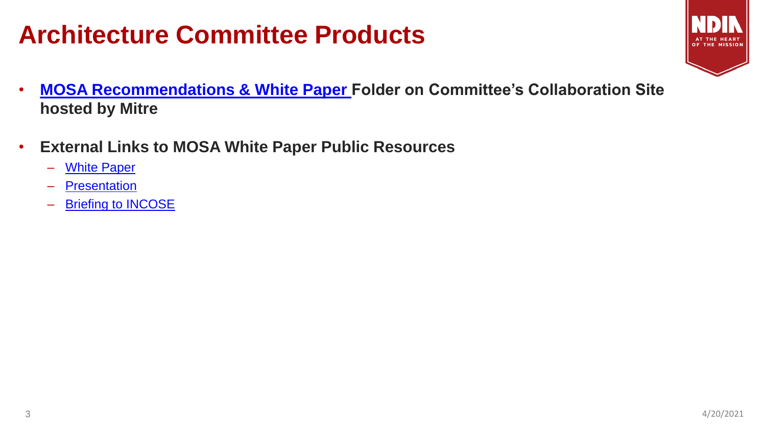# Architecture Committee Products

- **MOSA Recommendations & White Paper Folder on Committee's Collaboration Site hosted by Mitre**
- **External Links to MOSA White Paper Public Resources**
  - White Paper
  - Presentation
  - Briefing to INCOSE